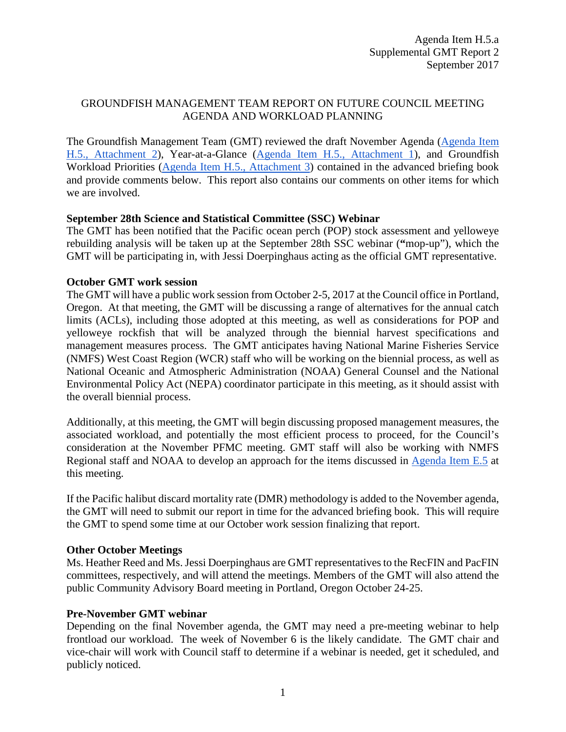Agenda Item H.5.a
Supplemental GMT Report 2
September 2017

# GROUNDFISH MANAGEMENT TEAM REPORT ON FUTURE COUNCIL MEETING AGENDA AND WORKLOAD PLANNING

The Groundfish Management Team (GMT) reviewed the draft November Agenda (Agenda Item H.5., Attachment 2), Year-at-a-Glance (Agenda Item H.5., Attachment 1), and Groundfish Workload Priorities (Agenda Item H.5., Attachment 3) contained in the advanced briefing book and provide comments below. This report also contains our comments on other items for which we are involved.

**September 28th Science and Statistical Committee (SSC) Webinar**

The GMT has been notified that the Pacific ocean perch (POP) stock assessment and yelloweye rebuilding analysis will be taken up at the September 28th SSC webinar (**"**mop-up"), which the GMT will be participating in, with Jessi Doerpinghaus acting as the official GMT representative.

**October GMT work session**

The GMT will have a public work session from October 2-5, 2017 at the Council office in Portland, Oregon. At that meeting, the GMT will be discussing a range of alternatives for the annual catch limits (ACLs), including those adopted at this meeting, as well as considerations for POP and yelloweye rockfish that will be analyzed through the biennial harvest specifications and management measures process. The GMT anticipates having National Marine Fisheries Service (NMFS) West Coast Region (WCR) staff who will be working on the biennial process, as well as National Oceanic and Atmospheric Administration (NOAA) General Counsel and the National Environmental Policy Act (NEPA) coordinator participate in this meeting, as it should assist with the overall biennial process.

Additionally, at this meeting, the GMT will begin discussing proposed management measures, the associated workload, and potentially the most efficient process to proceed, for the Council's consideration at the November PFMC meeting. GMT staff will also be working with NMFS Regional staff and NOAA to develop an approach for the items discussed in Agenda Item E.5 at this meeting.

If the Pacific halibut discard mortality rate (DMR) methodology is added to the November agenda, the GMT will need to submit our report in time for the advanced briefing book. This will require the GMT to spend some time at our October work session finalizing that report.

**Other October Meetings**

Ms. Heather Reed and Ms. Jessi Doerpinghaus are GMT representatives to the RecFIN and PacFIN committees, respectively, and will attend the meetings. Members of the GMT will also attend the public Community Advisory Board meeting in Portland, Oregon October 24-25.

**Pre-November GMT webinar**

Depending on the final November agenda, the GMT may need a pre-meeting webinar to help frontload our workload. The week of November 6 is the likely candidate. The GMT chair and vice-chair will work with Council staff to determine if a webinar is needed, get it scheduled, and publicly noticed.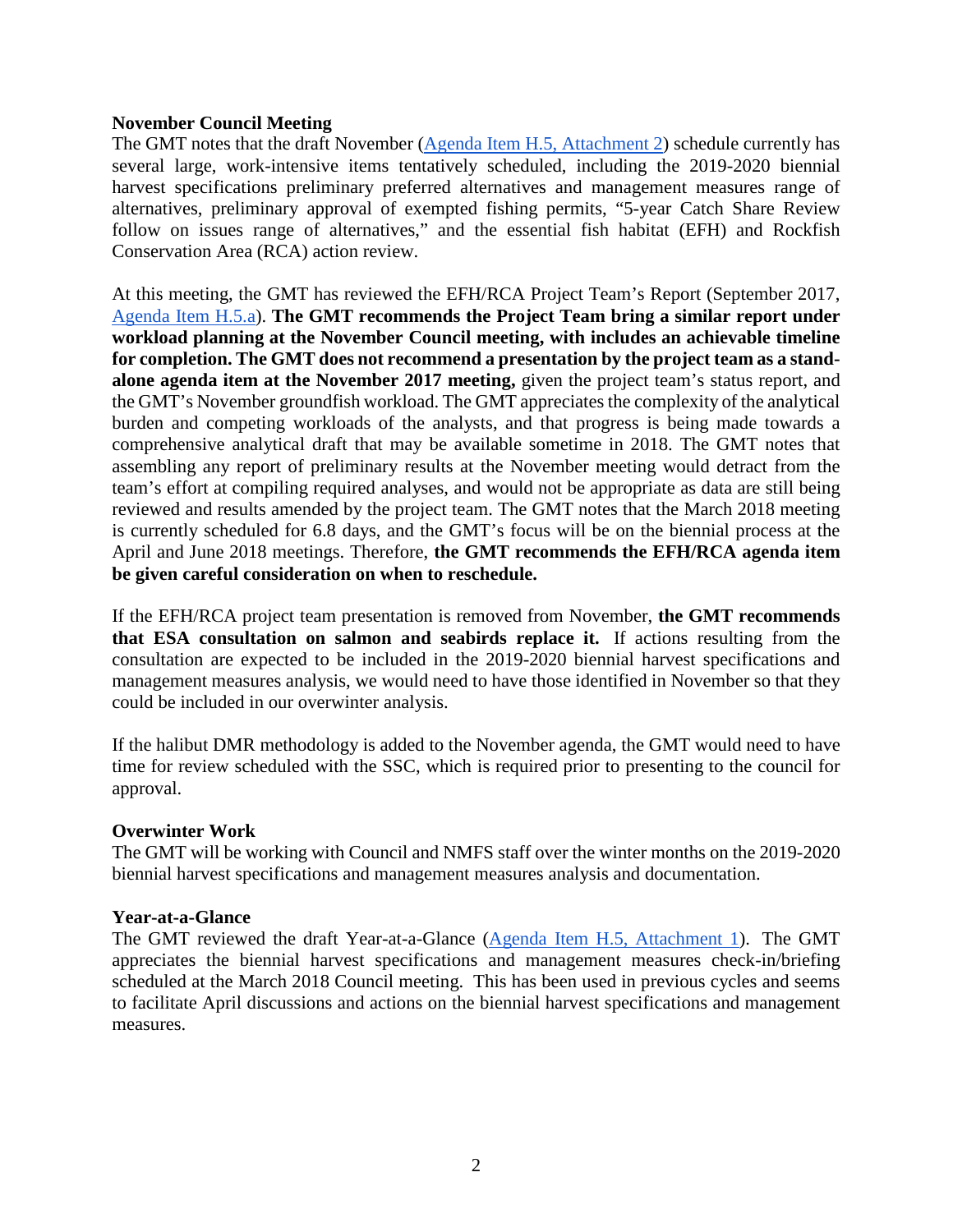**November Council Meeting**

The GMT notes that the draft November (Agenda Item H.5, Attachment 2) schedule currently has several large, work-intensive items tentatively scheduled, including the 2019-2020 biennial harvest specifications preliminary preferred alternatives and management measures range of alternatives, preliminary approval of exempted fishing permits, "5-year Catch Share Review follow on issues range of alternatives," and the essential fish habitat (EFH) and Rockfish Conservation Area (RCA) action review.

At this meeting, the GMT has reviewed the EFH/RCA Project Team's Report (September 2017, Agenda Item H.5.a). **The GMT recommends the Project Team bring a similar report under workload planning at the November Council meeting, with includes an achievable timeline for completion. The GMT does not recommend a presentation by the project team as a stand-alone agenda item at the November 2017 meeting,** given the project team's status report, and the GMT's November groundfish workload. The GMT appreciates the complexity of the analytical burden and competing workloads of the analysts, and that progress is being made towards a comprehensive analytical draft that may be available sometime in 2018. The GMT notes that assembling any report of preliminary results at the November meeting would detract from the team's effort at compiling required analyses, and would not be appropriate as data are still being reviewed and results amended by the project team. The GMT notes that the March 2018 meeting is currently scheduled for 6.8 days, and the GMT's focus will be on the biennial process at the April and June 2018 meetings. Therefore, **the GMT recommends the EFH/RCA agenda item be given careful consideration on when to reschedule.**

If the EFH/RCA project team presentation is removed from November, **the GMT recommends that ESA consultation on salmon and seabirds replace it.** If actions resulting from the consultation are expected to be included in the 2019-2020 biennial harvest specifications and management measures analysis, we would need to have those identified in November so that they could be included in our overwinter analysis.

If the halibut DMR methodology is added to the November agenda, the GMT would need to have time for review scheduled with the SSC, which is required prior to presenting to the council for approval.

**Overwinter Work**

The GMT will be working with Council and NMFS staff over the winter months on the 2019-2020 biennial harvest specifications and management measures analysis and documentation.

**Year-at-a-Glance**

The GMT reviewed the draft Year-at-a-Glance (Agenda Item H.5, Attachment 1). The GMT appreciates the biennial harvest specifications and management measures check-in/briefing scheduled at the March 2018 Council meeting. This has been used in previous cycles and seems to facilitate April discussions and actions on the biennial harvest specifications and management measures.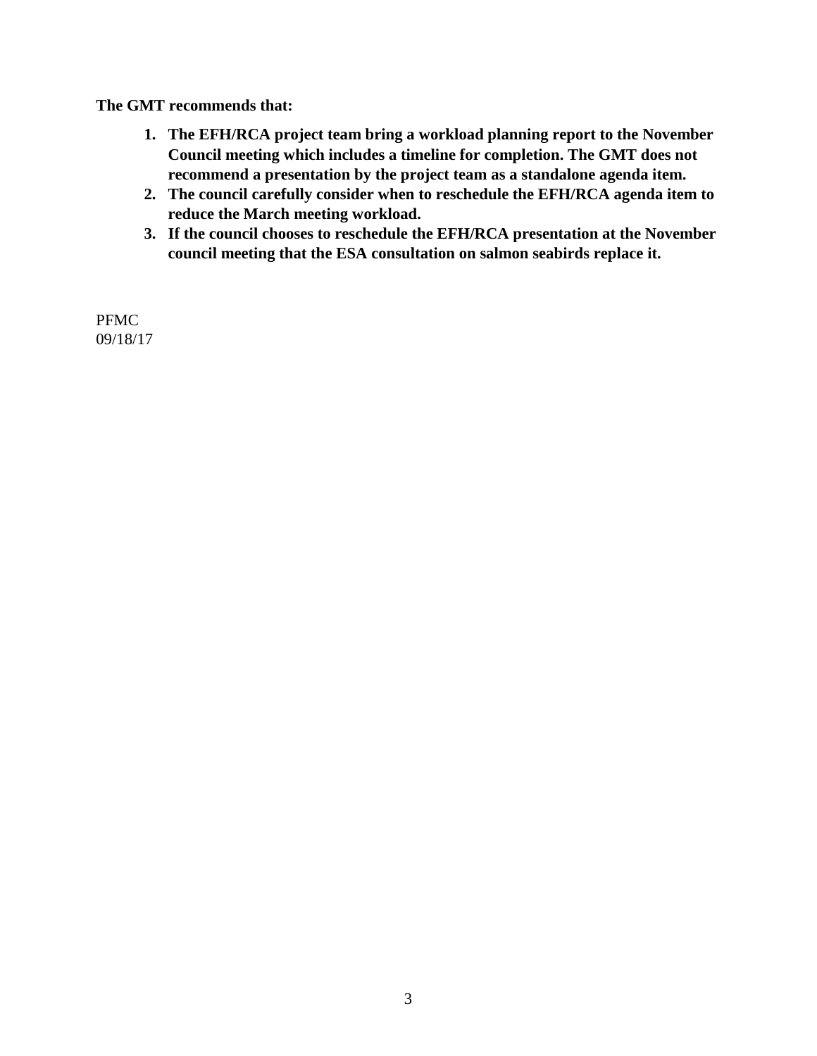**The GMT recommends that:**

1. **The EFH/RCA project team bring a workload planning report to the November Council meeting which includes a timeline for completion. The GMT does not recommend a presentation by the project team as a standalone agenda item.**
2. **The council carefully consider when to reschedule the EFH/RCA agenda item to reduce the March meeting workload.**
3. **If the council chooses to reschedule the EFH/RCA presentation at the November council meeting that the ESA consultation on salmon seabirds replace it.**

PFMC
09/18/17